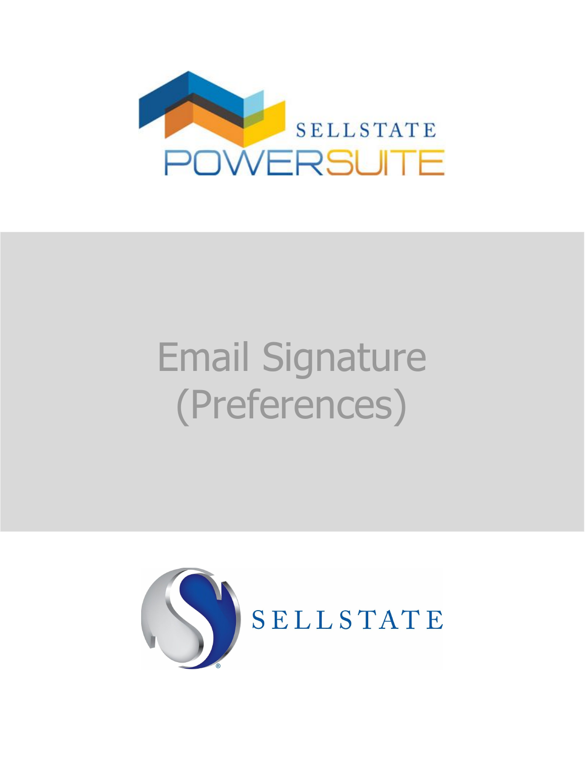SELLSTATE POWERSUITE

# Email Signature (Preferences)

SELLSTATE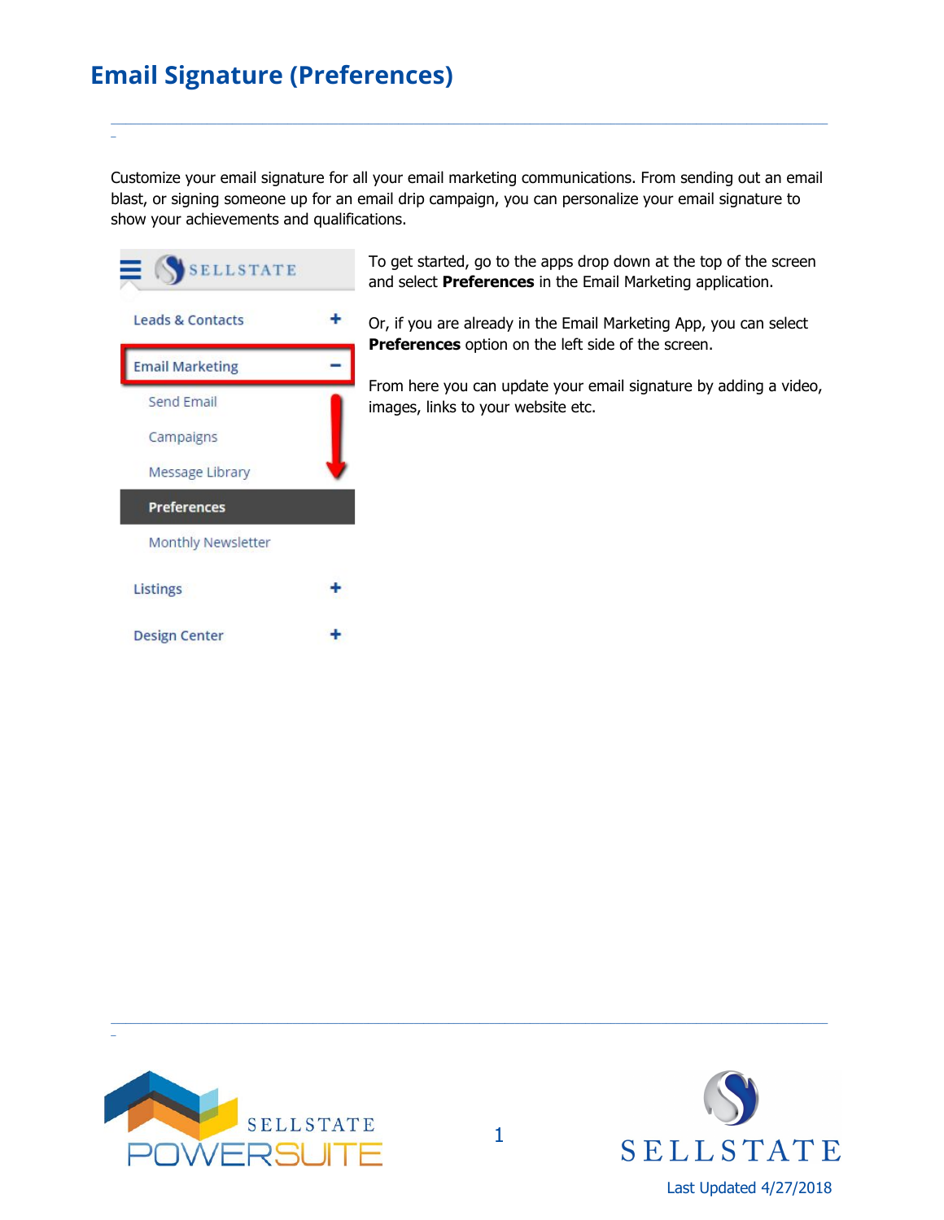# Email Signature (Preferences)

Customize your email signature for all your email marketing communications. From sending out an email blast, or signing someone up for an email drip campaign, you can personalize your email signature to show your achievements and qualifications.

To get started, go to the apps drop down at the top of the screen and select **Preferences** in the Email Marketing application.

Or, if you are already in the Email Marketing App, you can select **Preferences** option on the left side of the screen.

From here you can update your email signature by adding a video, images, links to your website etc.

Last Updated 4/27/2018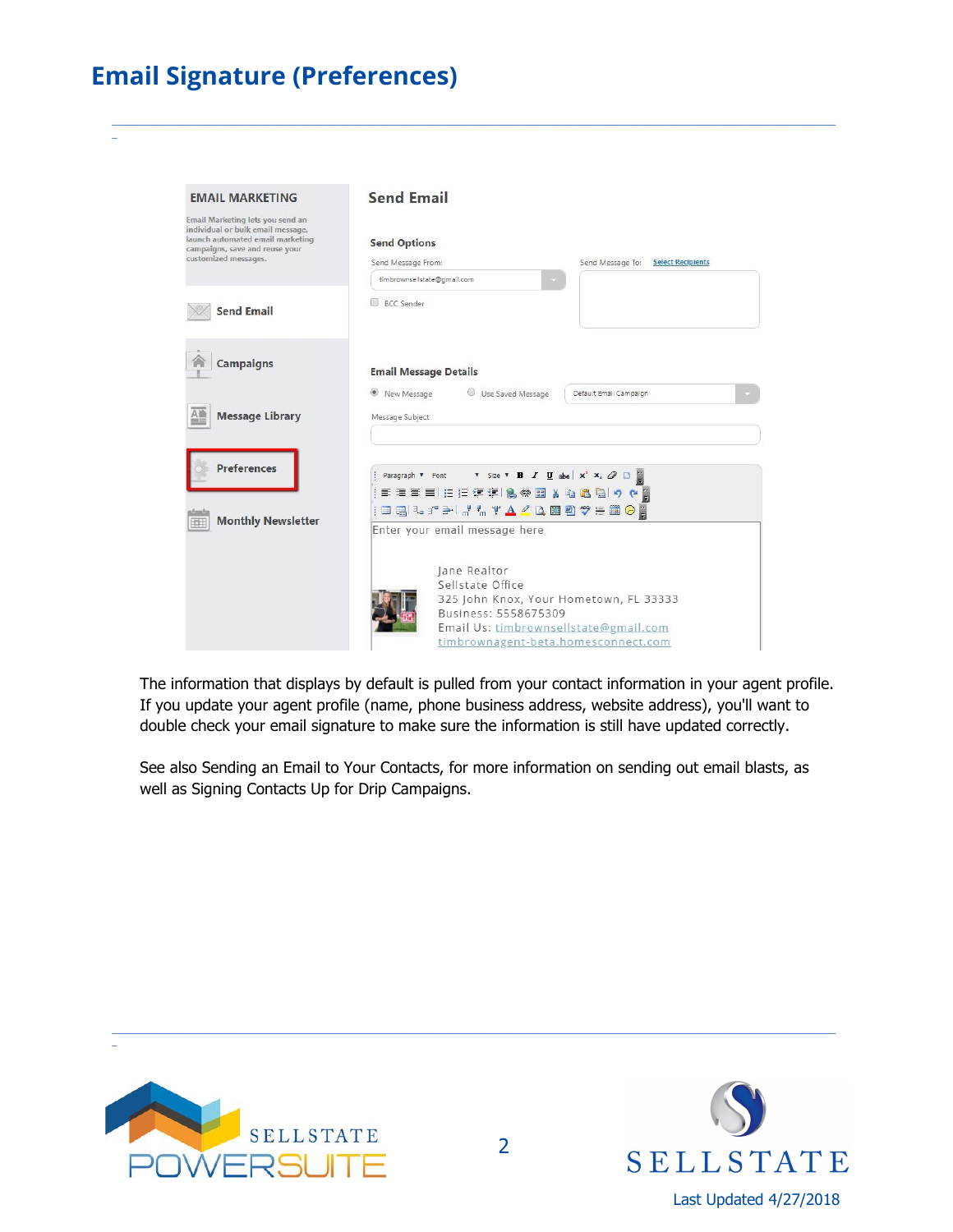# Email Signature (Preferences)

The information that displays by default is pulled from your contact information in your agent profile. If you update your agent profile (name, phone business address, website address), you'll want to double check your email signature to make sure the information is still have updated correctly.

See also Sending an Email to Your Contacts, for more information on sending out email blasts, as well as Signing Contacts Up for Drip Campaigns.

Last Updated 4/27/2018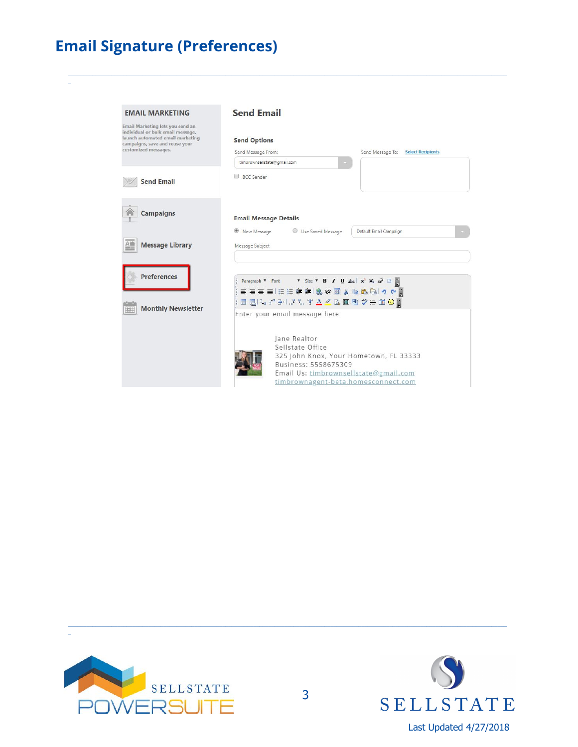# Email Signature (Preferences)

EMAIL MARKETING

Email Marketing lets you send an individual or bulk email message, launch automated email marketing campaigns, save and reuse your customized messages.

Send Email

Campaigns

Message Library

Preferences

Monthly Newsletter

Send Email

Send Options

Send Message From: timbrownsellstate@gmail.com

BCC Sender

Send Message To: Select Recipients

Email Message Details

New Message

Use Saved Message

Default Email Campaign

Message Subject

Enter your email message here

Jane Realtor
Sellstate Office
325 John Knox, Your Hometown, FL 33333
Business: 5558675309
Email Us: timbrownsellstate@gmail.com
timbrownagent-beta.homesconnect.com

Last Updated 4/27/2018